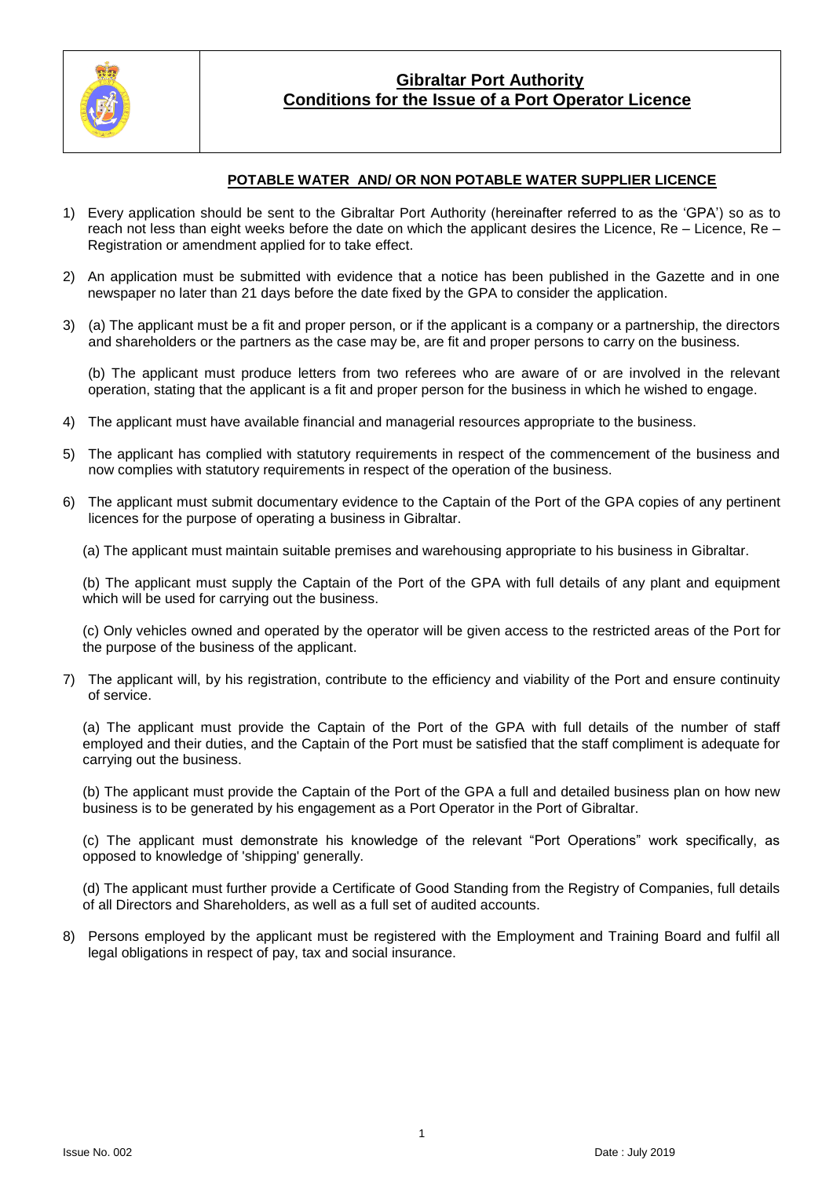# Gibraltar Port Authority
## Conditions for the Issue of a Port Operator Licence

### POTABLE WATER AND/ OR NON POTABLE WATER SUPPLIER LICENCE

1) Every application should be sent to the Gibraltar Port Authority (hereinafter referred to as the 'GPA') so as to reach not less than eight weeks before the date on which the applicant desires the Licence, Re – Licence, Re – Registration or amendment applied for to take effect.

2) An application must be submitted with evidence that a notice has been published in the Gazette and in one newspaper no later than 21 days before the date fixed by the GPA to consider the application.

3) (a) The applicant must be a fit and proper person, or if the applicant is a company or a partnership, the directors and shareholders or the partners as the case may be, are fit and proper persons to carry on the business.

   (b) The applicant must produce letters from two referees who are aware of or are involved in the relevant operation, stating that the applicant is a fit and proper person for the business in which he wished to engage.

4) The applicant must have available financial and managerial resources appropriate to the business.

5) The applicant has complied with statutory requirements in respect of the commencement of the business and now complies with statutory requirements in respect of the operation of the business.

6) The applicant must submit documentary evidence to the Captain of the Port of the GPA copies of any pertinent licences for the purpose of operating a business in Gibraltar.

   (a) The applicant must maintain suitable premises and warehousing appropriate to his business in Gibraltar.

   (b) The applicant must supply the Captain of the Port of the GPA with full details of any plant and equipment which will be used for carrying out the business.

   (c) Only vehicles owned and operated by the operator will be given access to the restricted areas of the Port for the purpose of the business of the applicant.

7) The applicant will, by his registration, contribute to the efficiency and viability of the Port and ensure continuity of service.

   (a) The applicant must provide the Captain of the Port of the GPA with full details of the number of staff employed and their duties, and the Captain of the Port must be satisfied that the staff compliment is adequate for carrying out the business.

   (b) The applicant must provide the Captain of the Port of the GPA a full and detailed business plan on how new business is to be generated by his engagement as a Port Operator in the Port of Gibraltar.

   (c) The applicant must demonstrate his knowledge of the relevant "Port Operations" work specifically, as opposed to knowledge of 'shipping' generally.

   (d) The applicant must further provide a Certificate of Good Standing from the Registry of Companies, full details of all Directors and Shareholders, as well as a full set of audited accounts.

8) Persons employed by the applicant must be registered with the Employment and Training Board and fulfil all legal obligations in respect of pay, tax and social insurance.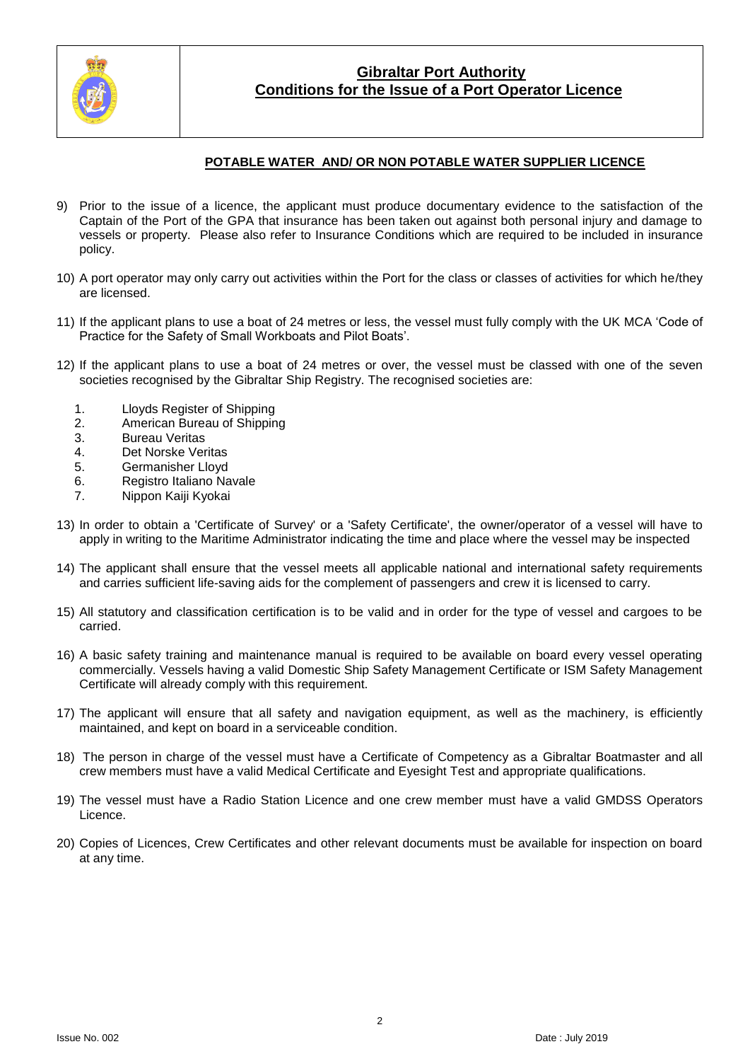# Gibraltar Port Authority
## Conditions for the Issue of a Port Operator Licence

### POTABLE WATER AND/ OR NON POTABLE WATER SUPPLIER LICENCE

9) Prior to the issue of a licence, the applicant must produce documentary evidence to the satisfaction of the Captain of the Port of the GPA that insurance has been taken out against both personal injury and damage to vessels or property. Please also refer to Insurance Conditions which are required to be included in insurance policy.

10) A port operator may only carry out activities within the Port for the class or classes of activities for which he/they are licensed.

11) If the applicant plans to use a boat of 24 metres or less, the vessel must fully comply with the UK MCA 'Code of Practice for the Safety of Small Workboats and Pilot Boats'.

12) If the applicant plans to use a boat of 24 metres or over, the vessel must be classed with one of the seven societies recognised by the Gibraltar Ship Registry. The recognised societies are:

    1. Lloyds Register of Shipping
    2. American Bureau of Shipping
    3. Bureau Veritas
    4. Det Norske Veritas
    5. Germanisher Lloyd
    6. Registro Italiano Navale
    7. Nippon Kaiji Kyokai

13) In order to obtain a 'Certificate of Survey' or a 'Safety Certificate', the owner/operator of a vessel will have to apply in writing to the Maritime Administrator indicating the time and place where the vessel may be inspected

14) The applicant shall ensure that the vessel meets all applicable national and international safety requirements and carries sufficient life-saving aids for the complement of passengers and crew it is licensed to carry.

15) All statutory and classification certification is to be valid and in order for the type of vessel and cargoes to be carried.

16) A basic safety training and maintenance manual is required to be available on board every vessel operating commercially. Vessels having a valid Domestic Ship Safety Management Certificate or ISM Safety Management Certificate will already comply with this requirement.

17) The applicant will ensure that all safety and navigation equipment, as well as the machinery, is efficiently maintained, and kept on board in a serviceable condition.

18) The person in charge of the vessel must have a Certificate of Competency as a Gibraltar Boatmaster and all crew members must have a valid Medical Certificate and Eyesight Test and appropriate qualifications.

19) The vessel must have a Radio Station Licence and one crew member must have a valid GMDSS Operators Licence.

20) Copies of Licences, Crew Certificates and other relevant documents must be available for inspection on board at any time.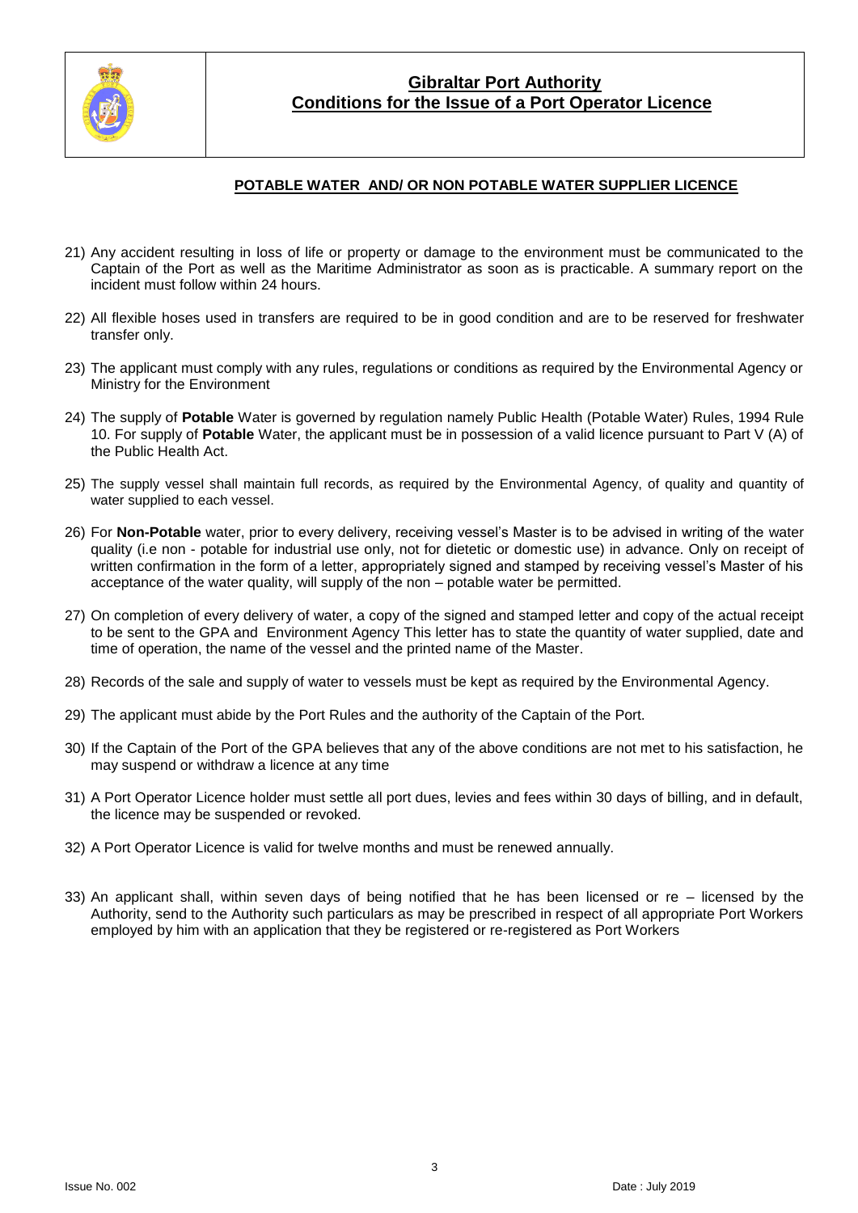## POTABLE WATER AND/ OR NON POTABLE WATER SUPPLIER LICENCE

21) Any accident resulting in loss of life or property or damage to the environment must be communicated to the Captain of the Port as well as the Maritime Administrator as soon as is practicable. A summary report on the incident must follow within 24 hours.

22) All flexible hoses used in transfers are required to be in good condition and are to be reserved for freshwater transfer only.

23) The applicant must comply with any rules, regulations or conditions as required by the Environmental Agency or Ministry for the Environment

24) The supply of **Potable** Water is governed by regulation namely Public Health (Potable Water) Rules, 1994 Rule 10. For supply of **Potable** Water, the applicant must be in possession of a valid licence pursuant to Part V (A) of the Public Health Act.

25) The supply vessel shall maintain full records, as required by the Environmental Agency, of quality and quantity of water supplied to each vessel.

26) For **Non-Potable** water, prior to every delivery, receiving vessel's Master is to be advised in writing of the water quality (i.e non - potable for industrial use only, not for dietetic or domestic use) in advance. Only on receipt of written confirmation in the form of a letter, appropriately signed and stamped by receiving vessel's Master of his acceptance of the water quality, will supply of the non – potable water be permitted.

27) On completion of every delivery of water, a copy of the signed and stamped letter and copy of the actual receipt to be sent to the GPA and Environment Agency This letter has to state the quantity of water supplied, date and time of operation, the name of the vessel and the printed name of the Master.

28) Records of the sale and supply of water to vessels must be kept as required by the Environmental Agency.

29) The applicant must abide by the Port Rules and the authority of the Captain of the Port.

30) If the Captain of the Port of the GPA believes that any of the above conditions are not met to his satisfaction, he may suspend or withdraw a licence at any time

31) A Port Operator Licence holder must settle all port dues, levies and fees within 30 days of billing, and in default, the licence may be suspended or revoked.

32) A Port Operator Licence is valid for twelve months and must be renewed annually.

33) An applicant shall, within seven days of being notified that he has been licensed or re – licensed by the Authority, send to the Authority such particulars as may be prescribed in respect of all appropriate Port Workers employed by him with an application that they be registered or re-registered as Port Workers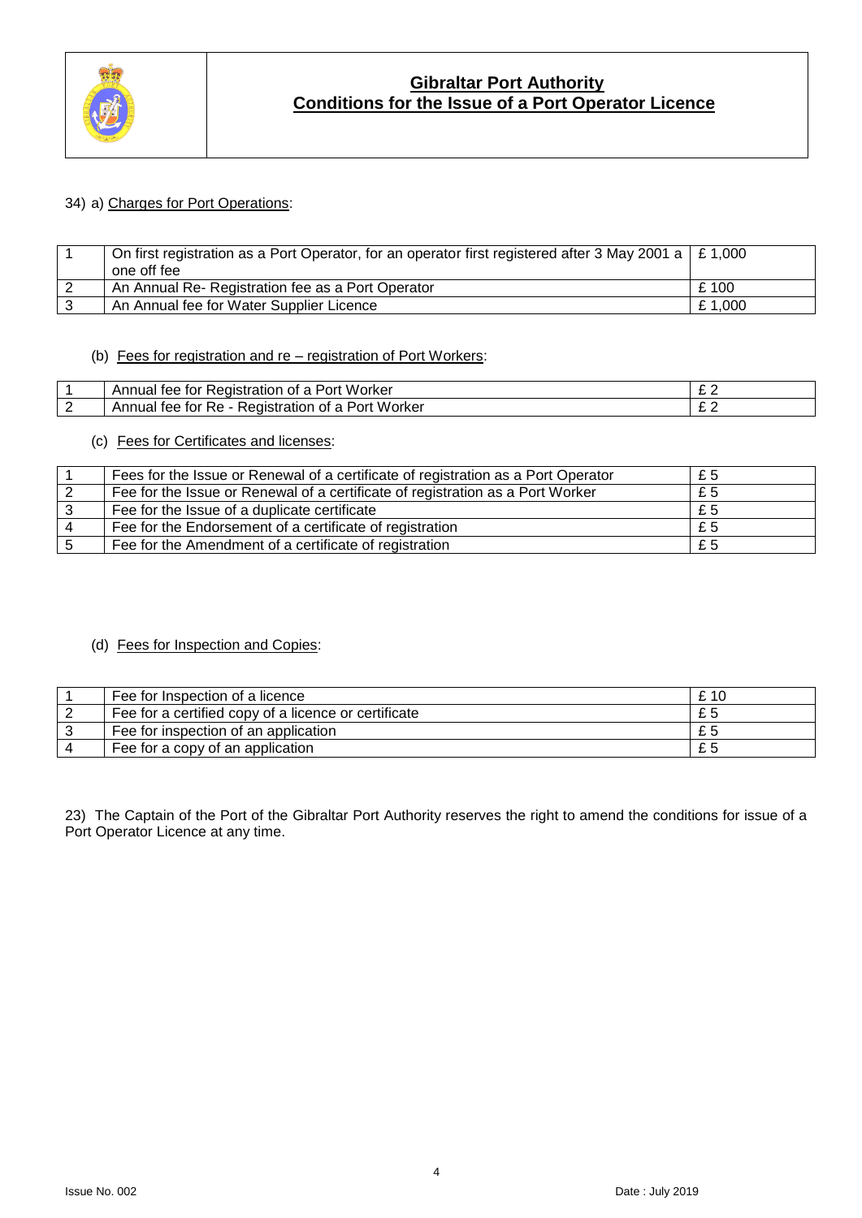34) a) Charges for Port Operations:

| | | |
|---|---|---|
| 1 | On first registration as a Port Operator, for an operator first registered after 3 May 2001 a one off fee | £ 1,000 |
| 2 | An Annual Re- Registration fee as a Port Operator | £ 100 |
| 3 | An Annual fee for Water Supplier Licence | £ 1,000 |

(b) Fees for registration and re – registration of Port Workers:

| | | |
|---|---|---|
| 1 | Annual fee for Registration of a Port Worker | £ 2 |
| 2 | Annual fee for Re - Registration of a Port Worker | £ 2 |

(c) Fees for Certificates and licenses:

| | | |
|---|---|---|
| 1 | Fees for the Issue or Renewal of a certificate of registration as a Port Operator | £ 5 |
| 2 | Fee for the Issue or Renewal of a certificate of registration as a Port Worker | £ 5 |
| 3 | Fee for the Issue of a duplicate certificate | £ 5 |
| 4 | Fee for the Endorsement of a certificate of registration | £ 5 |
| 5 | Fee for the Amendment of a certificate of registration | £ 5 |

(d) Fees for Inspection and Copies:

| | | |
|---|---|---|
| 1 | Fee for Inspection of a licence | £ 10 |
| 2 | Fee for a certified copy of a licence or certificate | £ 5 |
| 3 | Fee for inspection of an application | £ 5 |
| 4 | Fee for a copy of an application | £ 5 |

23) The Captain of the Port of the Gibraltar Port Authority reserves the right to amend the conditions for issue of a Port Operator Licence at any time.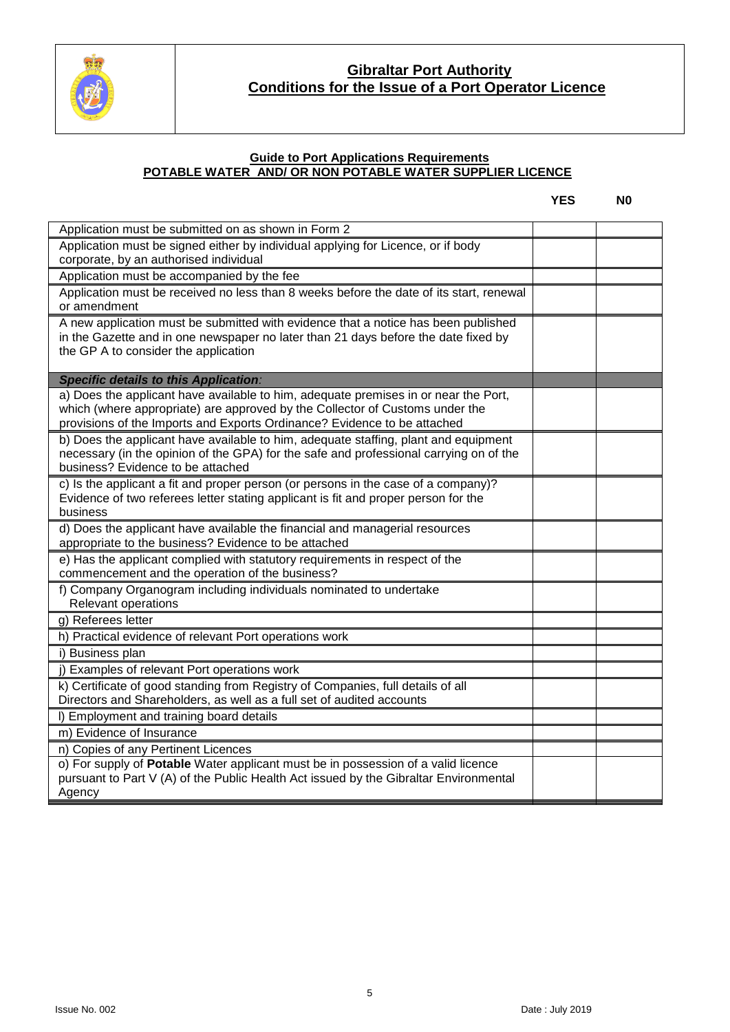# Gibraltar Port Authority
## Conditions for the Issue of a Port Operator Licence

### Guide to Port Applications Requirements
### POTABLE WATER AND/ OR NON POTABLE WATER SUPPLIER LICENCE

| | YES | N0 |
|---|---|---|
| Application must be submitted on as shown in Form 2 | | |
| Application must be signed either by individual applying for Licence, or if body corporate, by an authorised individual | | |
| Application must be accompanied by the fee | | |
| Application must be received no less than 8 weeks before the date of its start, renewal or amendment | | |
| A new application must be submitted with evidence that a notice has been published in the Gazette and in one newspaper no later than 21 days before the date fixed by the GP A to consider the application | | |
| ***Specific details to this Application:*** | | |
| a) Does the applicant have available to him, adequate premises in or near the Port, which (where appropriate) are approved by the Collector of Customs under the provisions of the Imports and Exports Ordinance? Evidence to be attached | | |
| b) Does the applicant have available to him, adequate staffing, plant and equipment necessary (in the opinion of the GPA) for the safe and professional carrying on of the business? Evidence to be attached | | |
| c) Is the applicant a fit and proper person (or persons in the case of a company)? Evidence of two referees letter stating applicant is fit and proper person for the business | | |
| d) Does the applicant have available the financial and managerial resources appropriate to the business? Evidence to be attached | | |
| e) Has the applicant complied with statutory requirements in respect of the commencement and the operation of the business? | | |
| f) Company Organogram including individuals nominated to undertake Relevant operations | | |
| g) Referees letter | | |
| h) Practical evidence of relevant Port operations work | | |
| i) Business plan | | |
| j) Examples of relevant Port operations work | | |
| k) Certificate of good standing from Registry of Companies, full details of all Directors and Shareholders, as well as a full set of audited accounts | | |
| l) Employment and training board details | | |
| m) Evidence of Insurance | | |
| n) Copies of any Pertinent Licences | | |
| o) For supply of **Potable** Water applicant must be in possession of a valid licence pursuant to Part V (A) of the Public Health Act issued by the Gibraltar Environmental Agency | | |

Issue No. 002

Date : July 2019